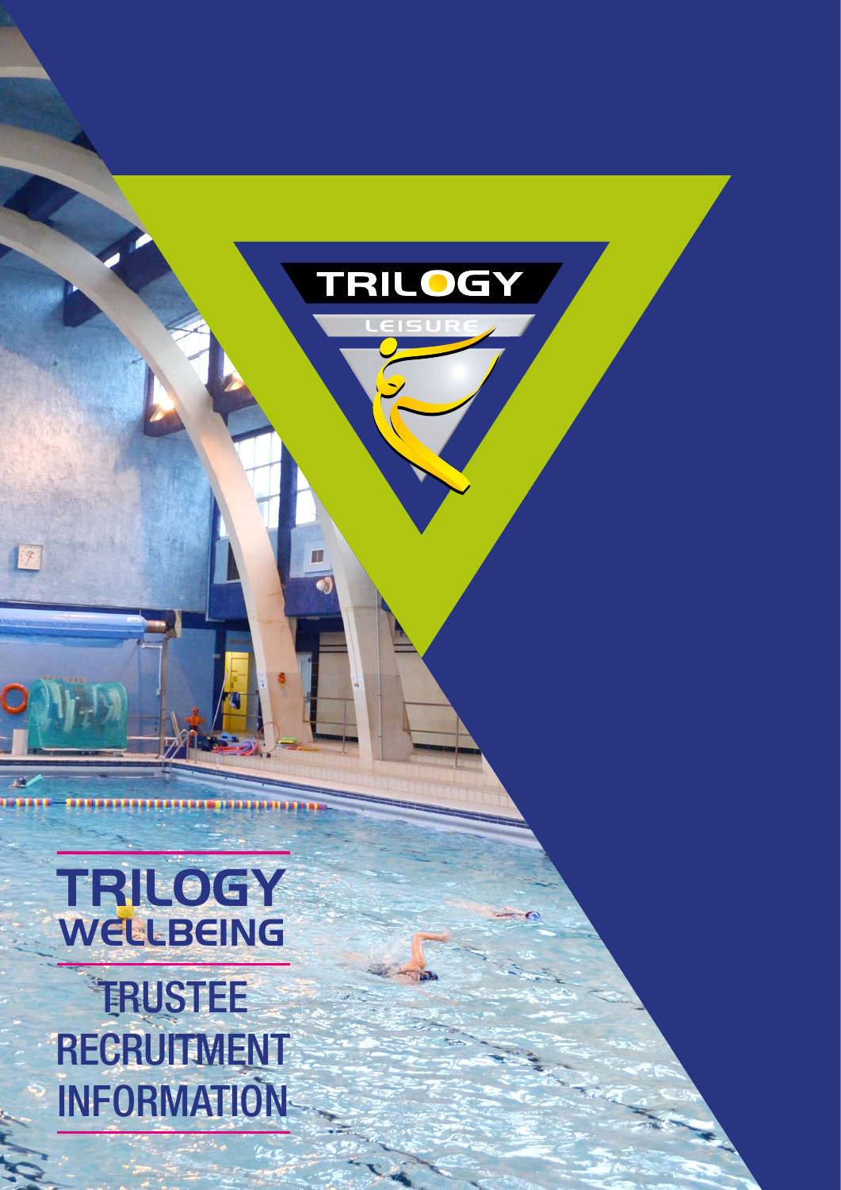TRILOGY LEISURE

# TRILOGY WELLBEING

# TRUSTEE RECRUITMENT INFORMATION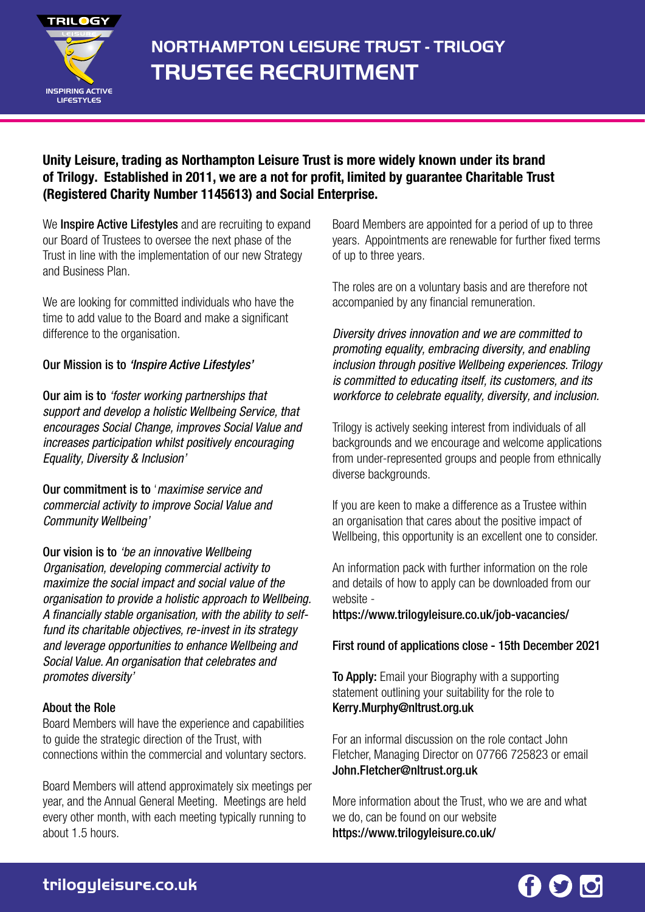# NORTHAMPTON LEISURE TRUST - TRILOGY

## TRUSTEE RECRUITMENT

**Unity Leisure, trading as Northampton Leisure Trust is more widely known under its brand of Trilogy. Established in 2011, we are a not for profit, limited by guarantee Charitable Trust (Registered Charity Number 1145613) and Social Enterprise.**

We **Inspire Active Lifestyles** and are recruiting to expand our Board of Trustees to oversee the next phase of the Trust in line with the implementation of our new Strategy and Business Plan.

We are looking for committed individuals who have the time to add value to the Board and make a significant difference to the organisation.

**Our Mission is to** *'Inspire Active Lifestyles'*

**Our aim is to** *'foster working partnerships that support and develop a holistic Wellbeing Service, that encourages Social Change, improves Social Value and increases participation whilst positively encouraging Equality, Diversity & Inclusion'*

**Our commitment is to** *'maximise service and commercial activity to improve Social Value and Community Wellbeing'*

**Our vision is to** *'be an innovative Wellbeing Organisation, developing commercial activity to maximize the social impact and social value of the organisation to provide a holistic approach to Wellbeing. A financially stable organisation, with the ability to self-fund its charitable objectives, re-invest in its strategy and leverage opportunities to enhance Wellbeing and Social Value. An organisation that celebrates and promotes diversity'*

**About the Role**

Board Members will have the experience and capabilities to guide the strategic direction of the Trust, with connections within the commercial and voluntary sectors.

Board Members will attend approximately six meetings per year, and the Annual General Meeting. Meetings are held every other month, with each meeting typically running to about 1.5 hours.

Board Members are appointed for a period of up to three years. Appointments are renewable for further fixed terms of up to three years.

The roles are on a voluntary basis and are therefore not accompanied by any financial remuneration.

*Diversity drives innovation and we are committed to promoting equality, embracing diversity, and enabling inclusion through positive Wellbeing experiences. Trilogy is committed to educating itself, its customers, and its workforce to celebrate equality, diversity, and inclusion.*

Trilogy is actively seeking interest from individuals of all backgrounds and we encourage and welcome applications from under-represented groups and people from ethnically diverse backgrounds.

If you are keen to make a difference as a Trustee within an organisation that cares about the positive impact of Wellbeing, this opportunity is an excellent one to consider.

An information pack with further information on the role and details of how to apply can be downloaded from our website -
**https://www.trilogyleisure.co.uk/job-vacancies/**

**First round of applications close - 15th December 2021**

**To Apply:** Email your Biography with a supporting statement outlining your suitability for the role to **Kerry.Murphy@nltrust.org.uk**

For an informal discussion on the role contact John Fletcher, Managing Director on 07766 725823 or email **John.Fletcher@nltrust.org.uk**

More information about the Trust, who we are and what we do, can be found on our website
**https://www.trilogyleisure.co.uk/**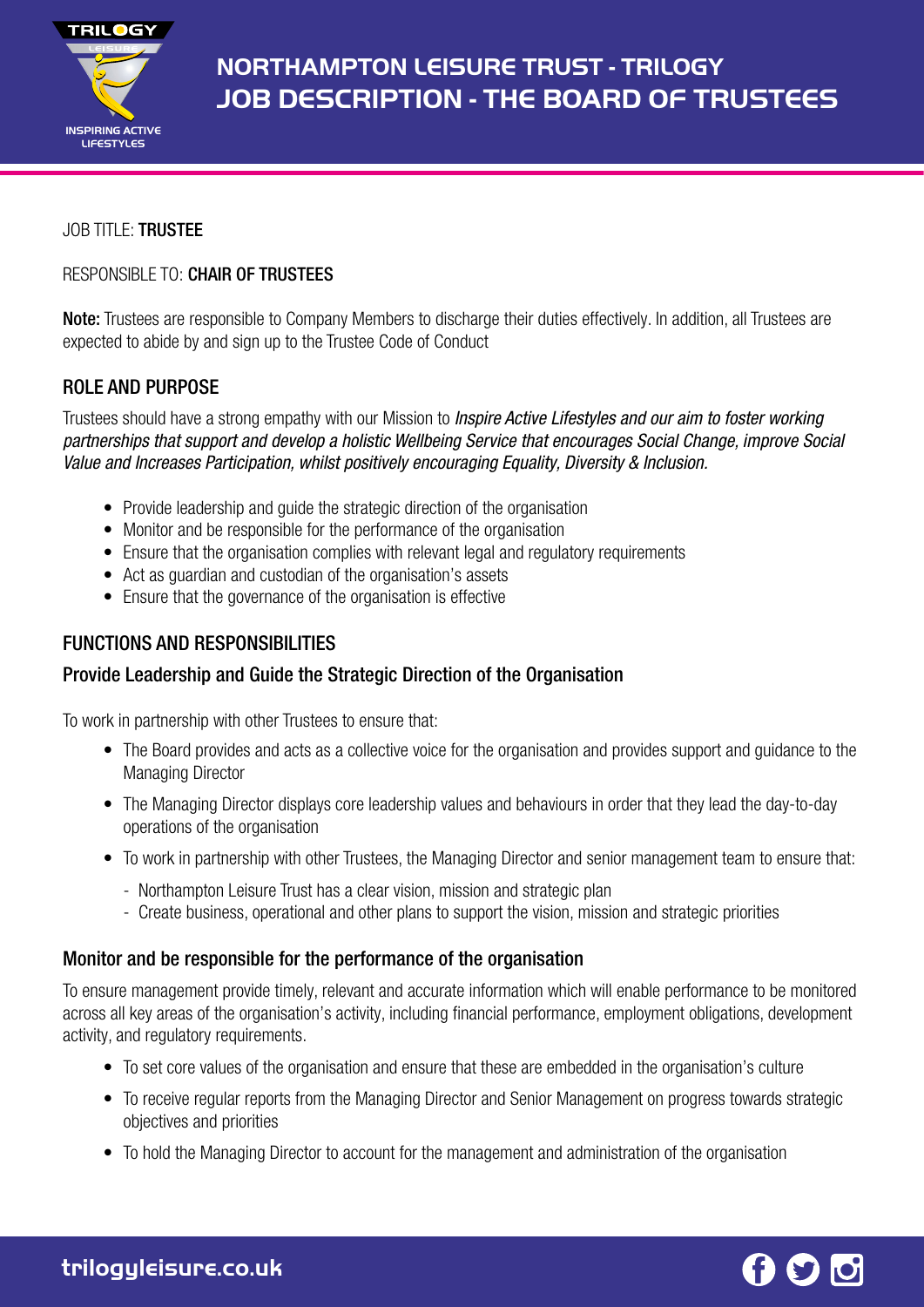# NORTHAMPTON LEISURE TRUST - TRILOGY
# JOB DESCRIPTION - THE BOARD OF TRUSTEES

JOB TITLE: **TRUSTEE**

RESPONSIBLE TO: **CHAIR OF TRUSTEES**

**Note:** Trustees are responsible to Company Members to discharge their duties effectively. In addition, all Trustees are expected to abide by and sign up to the Trustee Code of Conduct

## ROLE AND PURPOSE

Trustees should have a strong empathy with our Mission to *Inspire Active Lifestyles and our aim to foster working partnerships that support and develop a holistic Wellbeing Service that encourages Social Change, improve Social Value and Increases Participation, whilst positively encouraging Equality, Diversity & Inclusion.*

- Provide leadership and guide the strategic direction of the organisation
- Monitor and be responsible for the performance of the organisation
- Ensure that the organisation complies with relevant legal and regulatory requirements
- Act as guardian and custodian of the organisation's assets
- Ensure that the governance of the organisation is effective

## FUNCTIONS AND RESPONSIBILITIES

### Provide Leadership and Guide the Strategic Direction of the Organisation

To work in partnership with other Trustees to ensure that:

- The Board provides and acts as a collective voice for the organisation and provides support and guidance to the Managing Director
- The Managing Director displays core leadership values and behaviours in order that they lead the day-to-day operations of the organisation
- To work in partnership with other Trustees, the Managing Director and senior management team to ensure that:
  - Northampton Leisure Trust has a clear vision, mission and strategic plan
  - Create business, operational and other plans to support the vision, mission and strategic priorities

### Monitor and be responsible for the performance of the organisation

To ensure management provide timely, relevant and accurate information which will enable performance to be monitored across all key areas of the organisation's activity, including financial performance, employment obligations, development activity, and regulatory requirements.

- To set core values of the organisation and ensure that these are embedded in the organisation's culture
- To receive regular reports from the Managing Director and Senior Management on progress towards strategic objectives and priorities
- To hold the Managing Director to account for the management and administration of the organisation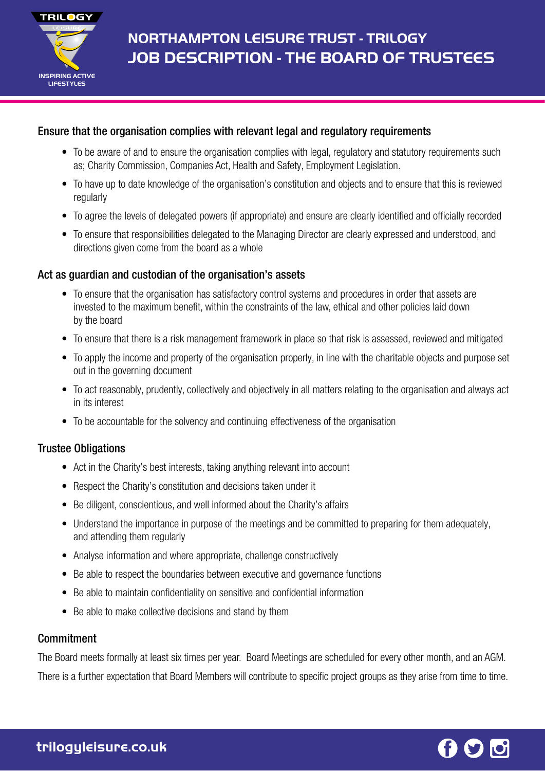## Ensure that the organisation complies with relevant legal and regulatory requirements

- To be aware of and to ensure the organisation complies with legal, regulatory and statutory requirements such as; Charity Commission, Companies Act, Health and Safety, Employment Legislation.
- To have up to date knowledge of the organisation's constitution and objects and to ensure that this is reviewed regularly
- To agree the levels of delegated powers (if appropriate) and ensure are clearly identified and officially recorded
- To ensure that responsibilities delegated to the Managing Director are clearly expressed and understood, and directions given come from the board as a whole

## Act as guardian and custodian of the organisation's assets

- To ensure that the organisation has satisfactory control systems and procedures in order that assets are invested to the maximum benefit, within the constraints of the law, ethical and other policies laid down by the board
- To ensure that there is a risk management framework in place so that risk is assessed, reviewed and mitigated
- To apply the income and property of the organisation properly, in line with the charitable objects and purpose set out in the governing document
- To act reasonably, prudently, collectively and objectively in all matters relating to the organisation and always act in its interest
- To be accountable for the solvency and continuing effectiveness of the organisation

## Trustee Obligations

- Act in the Charity's best interests, taking anything relevant into account
- Respect the Charity's constitution and decisions taken under it
- Be diligent, conscientious, and well informed about the Charity's affairs
- Understand the importance in purpose of the meetings and be committed to preparing for them adequately, and attending them regularly
- Analyse information and where appropriate, challenge constructively
- Be able to respect the boundaries between executive and governance functions
- Be able to maintain confidentiality on sensitive and confidential information
- Be able to make collective decisions and stand by them

## Commitment

The Board meets formally at least six times per year. Board Meetings are scheduled for every other month, and an AGM.

There is a further expectation that Board Members will contribute to specific project groups as they arise from time to time.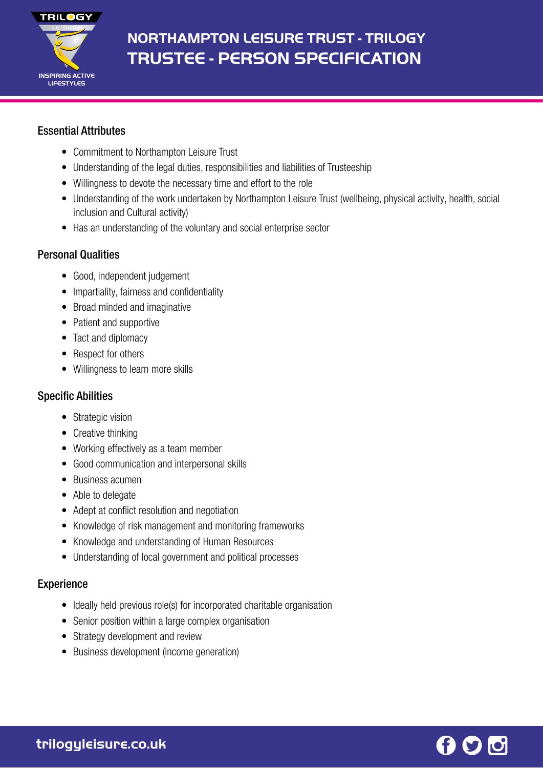# NORTHAMPTON LEISURE TRUST - TRILOGY
# TRUSTEE - PERSON SPECIFICATION

## Essential Attributes

- Commitment to Northampton Leisure Trust
- Understanding of the legal duties, responsibilities and liabilities of Trusteeship
- Willingness to devote the necessary time and effort to the role
- Understanding of the work undertaken by Northampton Leisure Trust (wellbeing, physical activity, health, social inclusion and Cultural activity)
- Has an understanding of the voluntary and social enterprise sector

## Personal Qualities

- Good, independent judgement
- Impartiality, fairness and confidentiality
- Broad minded and imaginative
- Patient and supportive
- Tact and diplomacy
- Respect for others
- Willingness to learn more skills

## Specific Abilities

- Strategic vision
- Creative thinking
- Working effectively as a team member
- Good communication and interpersonal skills
- Business acumen
- Able to delegate
- Adept at conflict resolution and negotiation
- Knowledge of risk management and monitoring frameworks
- Knowledge and understanding of Human Resources
- Understanding of local government and political processes

## Experience

- Ideally held previous role(s) for incorporated charitable organisation
- Senior position within a large complex organisation
- Strategy development and review
- Business development (income generation)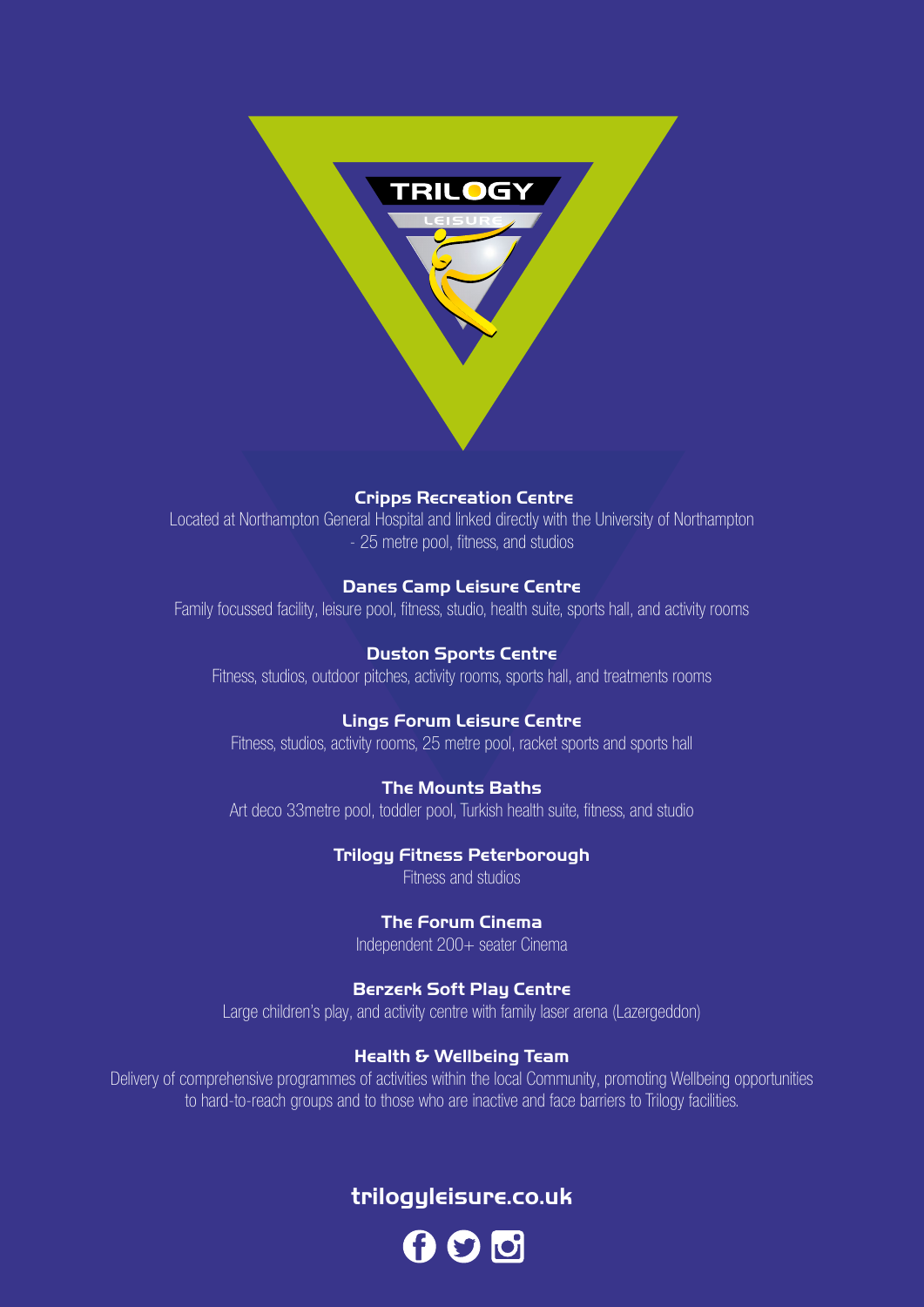**Cripps Recreation Centre**

Located at Northampton General Hospital and linked directly with the University of Northampton - 25 metre pool, fitness, and studios

**Danes Camp Leisure Centre**

Family focussed facility, leisure pool, fitness, studio, health suite, sports hall, and activity rooms

**Duston Sports Centre**

Fitness, studios, outdoor pitches, activity rooms, sports hall, and treatments rooms

**Lings Forum Leisure Centre**

Fitness, studios, activity rooms, 25 metre pool, racket sports and sports hall

**The Mounts Baths**

Art deco 33metre pool, toddler pool, Turkish health suite, fitness, and studio

**Trilogy Fitness Peterborough**

Fitness and studios

**The Forum Cinema**

Independent 200+ seater Cinema

**Berzerk Soft Play Centre**

Large children's play, and activity centre with family laser arena (Lazergeddon)

**Health & Wellbeing Team**

Delivery of comprehensive programmes of activities within the local Community, promoting Wellbeing opportunities to hard-to-reach groups and to those who are inactive and face barriers to Trilogy facilities.

**trilogyleisure.co.uk**